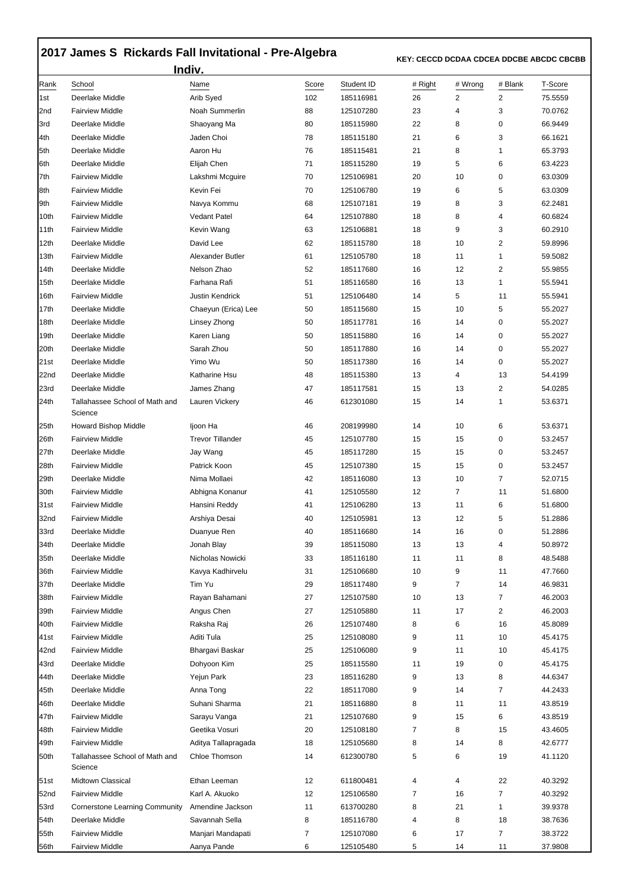# 2017 James S Rickards Fall Invitational - Pre-Algebra Indiv.

**KEY: CECCD DCDAA CDCEA DDCBE ABCDC CBCBB**

| Rank | School | Name | Score | Student ID | # Right | # Wrong | # Blank | T-Score |
|---|---|---|---|---|---|---|---|---|
| 1st | Deerlake Middle | Arib Syed | 102 | 185116981 | 26 | 2 | 2 | 75.5559 |
| 2nd | Fairview Middle | Noah Summerlin | 88 | 125107280 | 23 | 4 | 3 | 70.0762 |
| 3rd | Deerlake Middle | Shaoyang Ma | 80 | 185115980 | 22 | 8 | 0 | 66.9449 |
| 4th | Deerlake Middle | Jaden Choi | 78 | 185115180 | 21 | 6 | 3 | 66.1621 |
| 5th | Deerlake Middle | Aaron Hu | 76 | 185115481 | 21 | 8 | 1 | 65.3793 |
| 6th | Deerlake Middle | Elijah Chen | 71 | 185115280 | 19 | 5 | 6 | 63.4223 |
| 7th | Fairview Middle | Lakshmi Mcguire | 70 | 125106981 | 20 | 10 | 0 | 63.0309 |
| 8th | Fairview Middle | Kevin Fei | 70 | 125106780 | 19 | 6 | 5 | 63.0309 |
| 9th | Fairview Middle | Navya Kommu | 68 | 125107181 | 19 | 8 | 3 | 62.2481 |
| 10th | Fairview Middle | Vedant Patel | 64 | 125107880 | 18 | 8 | 4 | 60.6824 |
| 11th | Fairview Middle | Kevin Wang | 63 | 125106881 | 18 | 9 | 3 | 60.2910 |
| 12th | Deerlake Middle | David Lee | 62 | 185115780 | 18 | 10 | 2 | 59.8996 |
| 13th | Fairview Middle | Alexander Butler | 61 | 125105780 | 18 | 11 | 1 | 59.5082 |
| 14th | Deerlake Middle | Nelson Zhao | 52 | 185117680 | 16 | 12 | 2 | 55.9855 |
| 15th | Deerlake Middle | Farhana Rafi | 51 | 185116580 | 16 | 13 | 1 | 55.5941 |
| 16th | Fairview Middle | Justin Kendrick | 51 | 125106480 | 14 | 5 | 11 | 55.5941 |
| 17th | Deerlake Middle | Chaeyun (Erica) Lee | 50 | 185115680 | 15 | 10 | 5 | 55.2027 |
| 18th | Deerlake Middle | Linsey Zhong | 50 | 185117781 | 16 | 14 | 0 | 55.2027 |
| 19th | Deerlake Middle | Karen Liang | 50 | 185115880 | 16 | 14 | 0 | 55.2027 |
| 20th | Deerlake Middle | Sarah Zhou | 50 | 185117880 | 16 | 14 | 0 | 55.2027 |
| 21st | Deerlake Middle | Yimo Wu | 50 | 185117380 | 16 | 14 | 0 | 55.2027 |
| 22nd | Deerlake Middle | Katharine Hsu | 48 | 185115380 | 13 | 4 | 13 | 54.4199 |
| 23rd | Deerlake Middle | James Zhang | 47 | 185117581 | 15 | 13 | 2 | 54.0285 |
| 24th | Tallahassee School of Math and Science | Lauren Vickery | 46 | 612301080 | 15 | 14 | 1 | 53.6371 |
| 25th | Howard Bishop Middle | Ijoon Ha | 46 | 208199980 | 14 | 10 | 6 | 53.6371 |
| 26th | Fairview Middle | Trevor Tillander | 45 | 125107780 | 15 | 15 | 0 | 53.2457 |
| 27th | Deerlake Middle | Jay Wang | 45 | 185117280 | 15 | 15 | 0 | 53.2457 |
| 28th | Fairview Middle | Patrick Koon | 45 | 125107380 | 15 | 15 | 0 | 53.2457 |
| 29th | Deerlake Middle | Nima Mollaei | 42 | 185116080 | 13 | 10 | 7 | 52.0715 |
| 30th | Fairview Middle | Abhigna Konanur | 41 | 125105580 | 12 | 7 | 11 | 51.6800 |
| 31st | Fairview Middle | Hansini Reddy | 41 | 125106280 | 13 | 11 | 6 | 51.6800 |
| 32nd | Fairview Middle | Arshiya Desai | 40 | 125105981 | 13 | 12 | 5 | 51.2886 |
| 33rd | Deerlake Middle | Duanyue Ren | 40 | 185116680 | 14 | 16 | 0 | 51.2886 |
| 34th | Deerlake Middle | Jonah Blay | 39 | 185115080 | 13 | 13 | 4 | 50.8972 |
| 35th | Deerlake Middle | Nicholas Nowicki | 33 | 185116180 | 11 | 11 | 8 | 48.5488 |
| 36th | Fairview Middle | Kavya Kadhirvelu | 31 | 125106680 | 10 | 9 | 11 | 47.7660 |
| 37th | Deerlake Middle | Tim Yu | 29 | 185117480 | 9 | 7 | 14 | 46.9831 |
| 38th | Fairview Middle | Rayan Bahamani | 27 | 125107580 | 10 | 13 | 7 | 46.2003 |
| 39th | Fairview Middle | Angus Chen | 27 | 125105880 | 11 | 17 | 2 | 46.2003 |
| 40th | Fairview Middle | Raksha Raj | 26 | 125107480 | 8 | 6 | 16 | 45.8089 |
| 41st | Fairview Middle | Aditi Tula | 25 | 125108080 | 9 | 11 | 10 | 45.4175 |
| 42nd | Fairview Middle | Bhargavi Baskar | 25 | 125106080 | 9 | 11 | 10 | 45.4175 |
| 43rd | Deerlake Middle | Dohyoon Kim | 25 | 185115580 | 11 | 19 | 0 | 45.4175 |
| 44th | Deerlake Middle | Yejun Park | 23 | 185116280 | 9 | 13 | 8 | 44.6347 |
| 45th | Deerlake Middle | Anna Tong | 22 | 185117080 | 9 | 14 | 7 | 44.2433 |
| 46th | Deerlake Middle | Suhani Sharma | 21 | 185116880 | 8 | 11 | 11 | 43.8519 |
| 47th | Fairview Middle | Sarayu Vanga | 21 | 125107680 | 9 | 15 | 6 | 43.8519 |
| 48th | Fairview Middle | Geetika Vosuri | 20 | 125108180 | 7 | 8 | 15 | 43.4605 |
| 49th | Fairview Middle | Aditya Tallapragada | 18 | 125105680 | 8 | 14 | 8 | 42.6777 |
| 50th | Tallahassee School of Math and Science | Chloe Thomson | 14 | 612300780 | 5 | 6 | 19 | 41.1120 |
| 51st | Midtown Classical | Ethan Leeman | 12 | 611800481 | 4 | 4 | 22 | 40.3292 |
| 52nd | Fairview Middle | Karl A. Akuoko | 12 | 125106580 | 7 | 16 | 7 | 40.3292 |
| 53rd | Cornerstone Learning Community | Amendine Jackson | 11 | 613700280 | 8 | 21 | 1 | 39.9378 |
| 54th | Deerlake Middle | Savannah Sella | 8 | 185116780 | 4 | 8 | 18 | 38.7636 |
| 55th | Fairview Middle | Manjari Mandapati | 7 | 125107080 | 6 | 17 | 7 | 38.3722 |
| 56th | Fairview Middle | Aanya Pande | 6 | 125105480 | 5 | 14 | 11 | 37.9808 |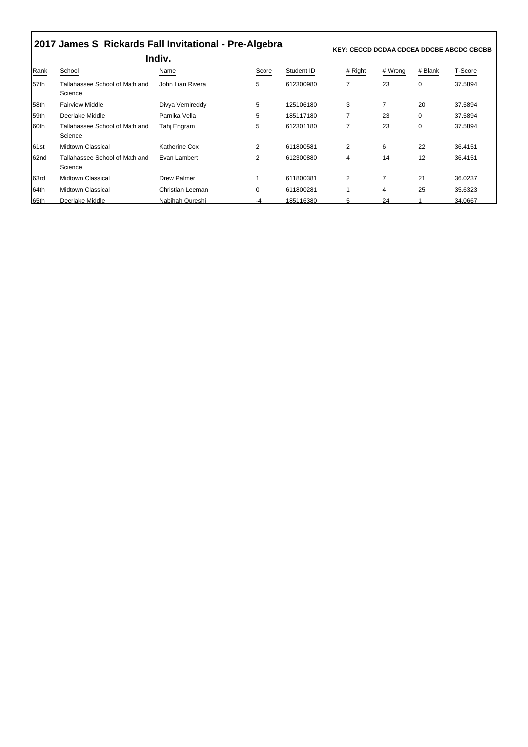# 2017 James S Rickards Fall Invitational - Pre-Algebra Indiv.

**KEY: CECCD DCDAA CDCEA DDCBE ABCDC CBCBB**

| Rank | School | Name | Score | Student ID | # Right | # Wrong | # Blank | T-Score |
|---|---|---|---|---|---|---|---|---|
| 57th | Tallahassee School of Math and Science | John Lian Rivera | 5 | 612300980 | 7 | 23 | 0 | 37.5894 |
| 58th | Fairview Middle | Divya Vemireddy | 5 | 125106180 | 3 | 7 | 20 | 37.5894 |
| 59th | Deerlake Middle | Parnika Vella | 5 | 185117180 | 7 | 23 | 0 | 37.5894 |
| 60th | Tallahassee School of Math and Science | Tahj Engram | 5 | 612301180 | 7 | 23 | 0 | 37.5894 |
| 61st | Midtown Classical | Katherine Cox | 2 | 611800581 | 2 | 6 | 22 | 36.4151 |
| 62nd | Tallahassee School of Math and Science | Evan Lambert | 2 | 612300880 | 4 | 14 | 12 | 36.4151 |
| 63rd | Midtown Classical | Drew Palmer | 1 | 611800381 | 2 | 7 | 21 | 36.0237 |
| 64th | Midtown Classical | Christian Leeman | 0 | 611800281 | 1 | 4 | 25 | 35.6323 |
| 65th | Deerlake Middle | Nabihah Qureshi | -4 | 185116380 | 5 | 24 | 1 | 34.0667 |